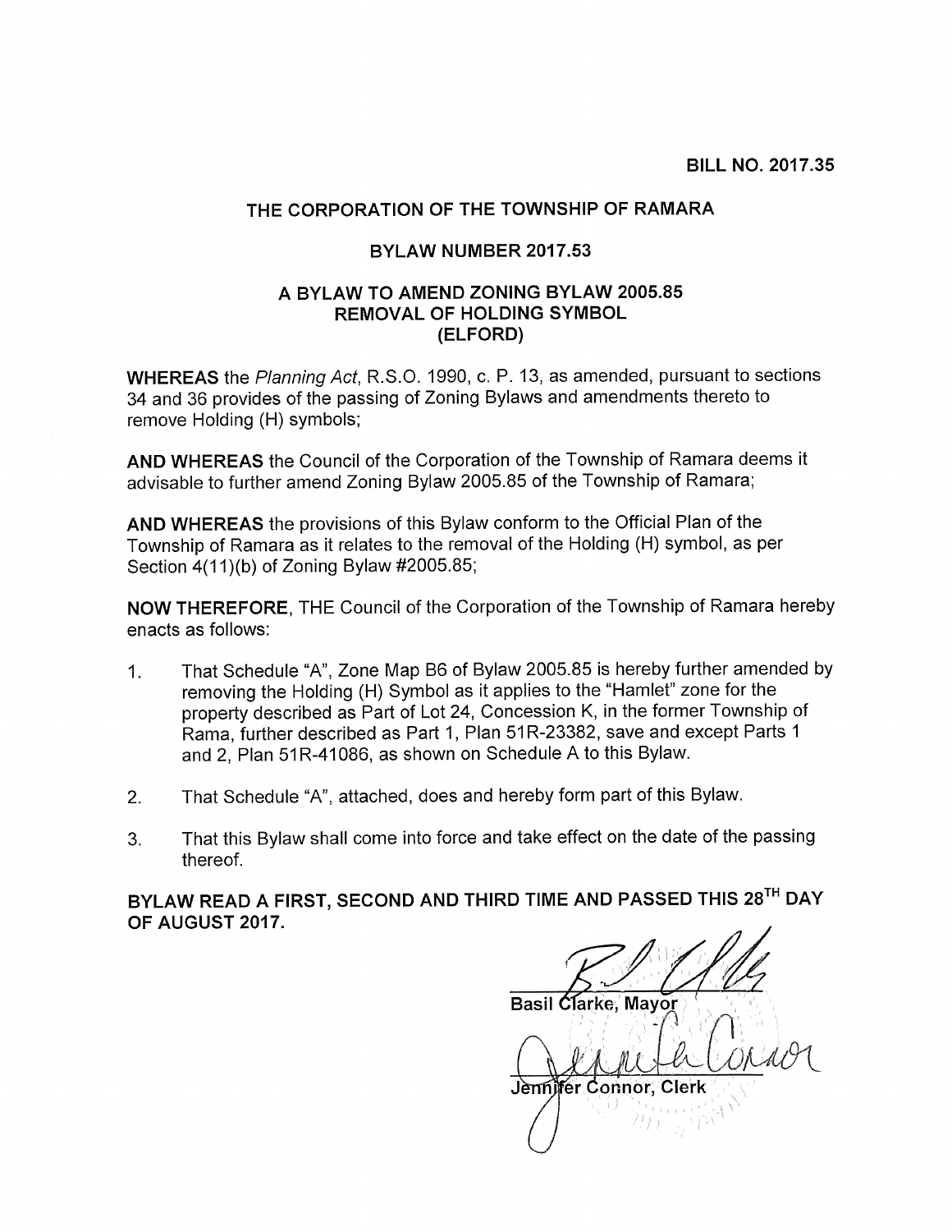**BILL NO. 2017.35**

# THE CORPORATION OF THE TOWNSHIP OF RAMARA

## BYLAW NUMBER 2017.53

## A BYLAW TO AMEND ZONING BYLAW 2005.85 REMOVAL OF HOLDING SYMBOL (ELFORD)

**WHEREAS** the *Planning Act*, R.S.O. 1990, c. P. 13, as amended, pursuant to sections 34 and 36 provides of the passing of Zoning Bylaws and amendments thereto to remove Holding (H) symbols;

**AND WHEREAS** the Council of the Corporation of the Township of Ramara deems it advisable to further amend Zoning Bylaw 2005.85 of the Township of Ramara;

**AND WHEREAS** the provisions of this Bylaw conform to the Official Plan of the Township of Ramara as it relates to the removal of the Holding (H) symbol, as per Section 4(11)(b) of Zoning Bylaw #2005.85;

**NOW THEREFORE,** THE Council of the Corporation of the Township of Ramara hereby enacts as follows:

1. That Schedule "A", Zone Map B6 of Bylaw 2005.85 is hereby further amended by removing the Holding (H) Symbol as it applies to the "Hamlet" zone for the property described as Part of Lot 24, Concession K, in the former Township of Rama, further described as Part 1, Plan 51R-23382, save and except Parts 1 and 2, Plan 51R-41086, as shown on Schedule A to this Bylaw.
2. That Schedule "A", attached, does and hereby form part of this Bylaw.
3. That this Bylaw shall come into force and take effect on the date of the passing thereof.

**BYLAW READ A FIRST, SECOND AND THIRD TIME AND PASSED THIS 28TH DAY OF AUGUST 2017.**

Basil Clarke, Mayor

Jennifer Connor, Clerk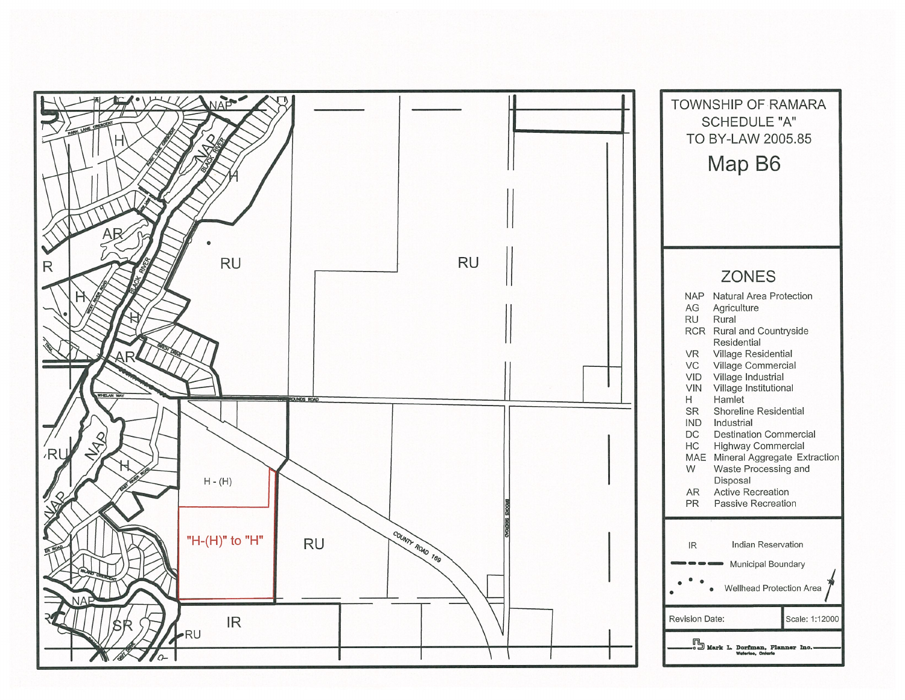# TOWNSHIP OF RAMARA
SCHEDULE "A"
TO BY-LAW 2005.85

## Map B6

NAP

H

AR

R

RU

H

AR

NAP

H

RU

H

RU

H - (H)

"H-(H)" to "H"

RU

NAP

SR

IR

RU

PARK LANE CRESCENT

BLACK RIVER

COUNTY ROAD 169

### ZONES

| | |
|---|---|
| NAP | Natural Area Protection |
| AG | Agriculture |
| RU | Rural |
| RCR | Rural and Countryside Residential |
| VR | Village Residential |
| VC | Village Commercial |
| VID | Village Industrial |
| VIN | Village Institutional |
| H | Hamlet |
| SR | Shoreline Residential |
| IND | Industrial |
| DC | Destination Commercial |
| HC | Highway Commercial |
| MAE | Mineral Aggregate Extraction |
| W | Waste Processing and Disposal |
| AR | Active Recreation |
| PR | Passive Recreation |

IR Indian Reservation

Municipal Boundary

Wellhead Protection Area

Revision Date:

Scale: 1:12000

Mark L. Dorfman, Planner Inc.
Waterloo, Ontario